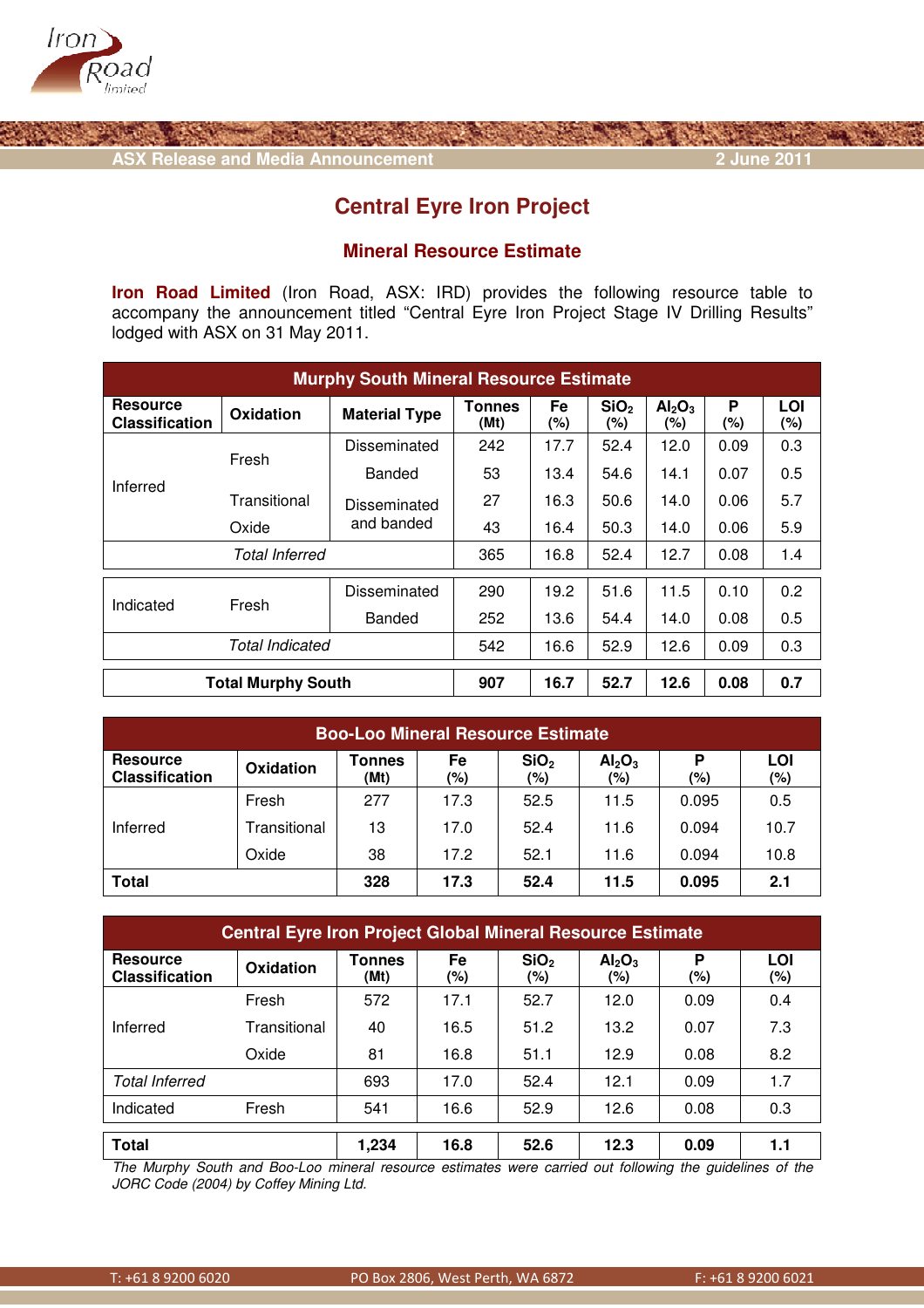ASX Release and Media Announcement — 2 June 2011

# Central Eyre Iron Project

## Mineral Resource Estimate

**Iron Road Limited** (Iron Road, ASX: IRD) provides the following resource table to accompany the announcement titled "Central Eyre Iron Project Stage IV Drilling Results" lodged with ASX on 31 May 2011.

| **Murphy South Mineral Resource Estimate** | | | | | | | | |
|---|---|---|---|---|---|---|---|---|
| **Resource Classification** | **Oxidation** | **Material Type** | **Tonnes (Mt)** | **Fe (%)** | **$SiO_2$ (%)** | **$Al_2O_3$ (%)** | **P (%)** | **LOI (%)** |
| Inferred | Fresh | Disseminated | 242 | 17.7 | 52.4 | 12.0 | 0.09 | 0.3 |
| | | Banded | 53 | 13.4 | 54.6 | 14.1 | 0.07 | 0.5 |
| | Transitional | Disseminated and banded | 27 | 16.3 | 50.6 | 14.0 | 0.06 | 5.7 |
| | Oxide | | 43 | 16.4 | 50.3 | 14.0 | 0.06 | 5.9 |
| *Total Inferred* | | | 365 | 16.8 | 52.4 | 12.7 | 0.08 | 1.4 |
| Indicated | Fresh | Disseminated | 290 | 19.2 | 51.6 | 11.5 | 0.10 | 0.2 |
| | | Banded | 252 | 13.6 | 54.4 | 14.0 | 0.08 | 0.5 |
| *Total Indicated* | | | 542 | 16.6 | 52.9 | 12.6 | 0.09 | 0.3 |
| **Total Murphy South** | | | **907** | **16.7** | **52.7** | **12.6** | **0.08** | **0.7** |

| **Boo-Loo Mineral Resource Estimate** | | | | | | | |
|---|---|---|---|---|---|---|---|
| **Resource Classification** | **Oxidation** | **Tonnes (Mt)** | **Fe (%)** | **$SiO_2$ (%)** | **$Al_2O_3$ (%)** | **P (%)** | **LOI (%)** |
| Inferred | Fresh | 277 | 17.3 | 52.5 | 11.5 | 0.095 | 0.5 |
| | Transitional | 13 | 17.0 | 52.4 | 11.6 | 0.094 | 10.7 |
| | Oxide | 38 | 17.2 | 52.1 | 11.6 | 0.094 | 10.8 |
| **Total** | | **328** | **17.3** | **52.4** | **11.5** | **0.095** | **2.1** |

| **Central Eyre Iron Project Global Mineral Resource Estimate** | | | | | | | |
|---|---|---|---|---|---|---|---|
| **Resource Classification** | **Oxidation** | **Tonnes (Mt)** | **Fe (%)** | **$SiO_2$ (%)** | **$Al_2O_3$ (%)** | **P (%)** | **LOI (%)** |
| Inferred | Fresh | 572 | 17.1 | 52.7 | 12.0 | 0.09 | 0.4 |
| | Transitional | 40 | 16.5 | 51.2 | 13.2 | 0.07 | 7.3 |
| | Oxide | 81 | 16.8 | 51.1 | 12.9 | 0.08 | 8.2 |
| *Total Inferred* | | 693 | 17.0 | 52.4 | 12.1 | 0.09 | 1.7 |
| Indicated | Fresh | 541 | 16.6 | 52.9 | 12.6 | 0.08 | 0.3 |
| **Total** | | **1,234** | **16.8** | **52.6** | **12.3** | **0.09** | **1.1** |

*The Murphy South and Boo-Loo mineral resource estimates were carried out following the guidelines of the JORC Code (2004) by Coffey Mining Ltd.*

T: +61 8 9200 6020 PO Box 2806, West Perth, WA 6872 F: +61 8 9200 6021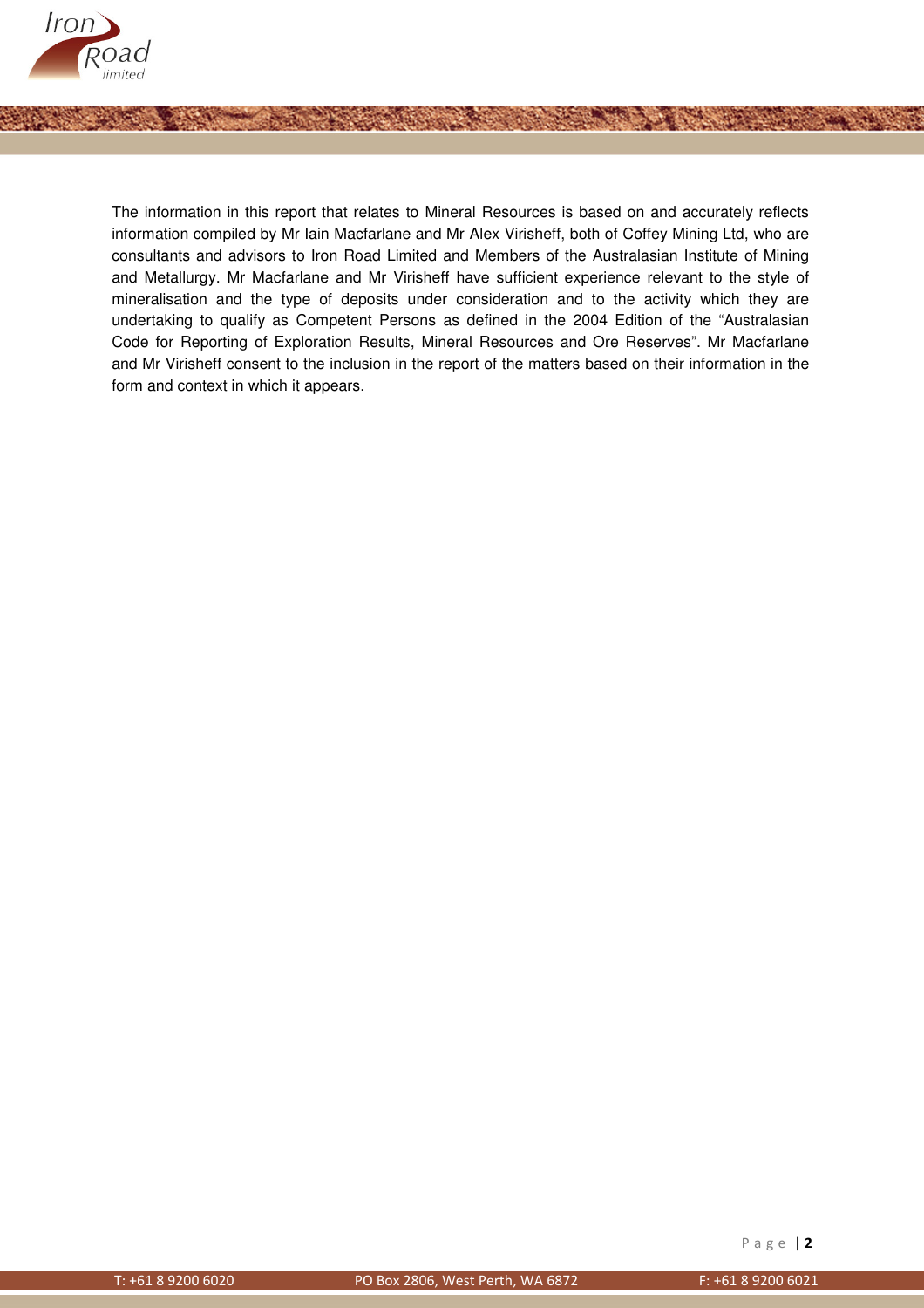The information in this report that relates to Mineral Resources is based on and accurately reflects information compiled by Mr Iain Macfarlane and Mr Alex Virisheff, both of Coffey Mining Ltd, who are consultants and advisors to Iron Road Limited and Members of the Australasian Institute of Mining and Metallurgy. Mr Macfarlane and Mr Virisheff have sufficient experience relevant to the style of mineralisation and the type of deposits under consideration and to the activity which they are undertaking to qualify as Competent Persons as defined in the 2004 Edition of the "Australasian Code for Reporting of Exploration Results, Mineral Resources and Ore Reserves". Mr Macfarlane and Mr Virisheff consent to the inclusion in the report of the matters based on their information in the form and context in which it appears.